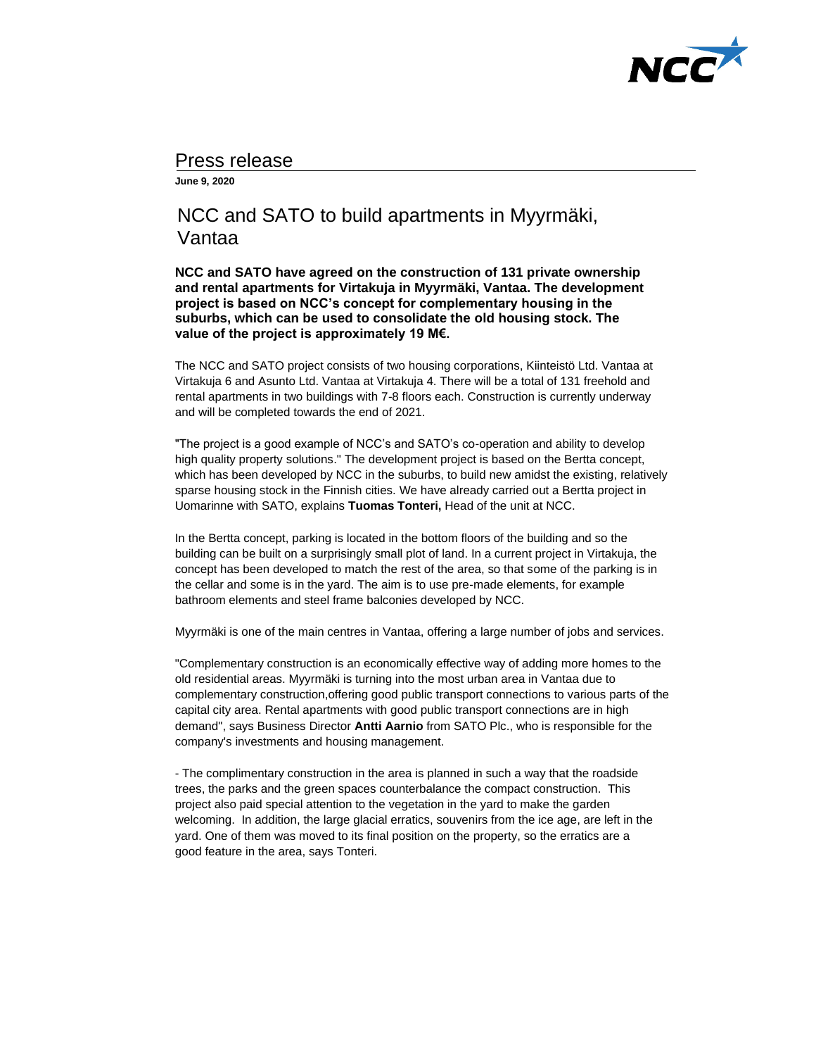Press release

**June 9, 2020**

# NCC and SATO to build apartments in Myyrmäki, Vantaa

**NCC and SATO have agreed on the construction of 131 private ownership and rental apartments for Virtakuja in Myyrmäki, Vantaa. The development project is based on NCC's concept for complementary housing in the suburbs, which can be used to consolidate the old housing stock. The value of the project is approximately 19 M€.**

The NCC and SATO project consists of two housing corporations, Kiinteistö Ltd. Vantaa at Virtakuja 6 and Asunto Ltd. Vantaa at Virtakuja 4. There will be a total of 131 freehold and rental apartments in two buildings with 7-8 floors each. Construction is currently underway and will be completed towards the end of 2021.

"The project is a good example of NCC's and SATO's co-operation and ability to develop high quality property solutions." The development project is based on the Bertta concept, which has been developed by NCC in the suburbs, to build new amidst the existing, relatively sparse housing stock in the Finnish cities. We have already carried out a Bertta project in Uomarinne with SATO, explains **Tuomas Tonteri,** Head of the unit at NCC.

In the Bertta concept, parking is located in the bottom floors of the building and so the building can be built on a surprisingly small plot of land. In a current project in Virtakuja, the concept has been developed to match the rest of the area, so that some of the parking is in the cellar and some is in the yard. The aim is to use pre-made elements, for example bathroom elements and steel frame balconies developed by NCC.

Myyrmäki is one of the main centres in Vantaa, offering a large number of jobs and services.

"Complementary construction is an economically effective way of adding more homes to the old residential areas. Myyrmäki is turning into the most urban area in Vantaa due to complementary construction,offering good public transport connections to various parts of the capital city area. Rental apartments with good public transport connections are in high demand", says Business Director **Antti Aarnio** from SATO Plc., who is responsible for the company's investments and housing management.

- The complimentary construction in the area is planned in such a way that the roadside trees, the parks and the green spaces counterbalance the compact construction. This project also paid special attention to the vegetation in the yard to make the garden welcoming. In addition, the large glacial erratics, souvenirs from the ice age, are left in the yard. One of them was moved to its final position on the property, so the erratics are a good feature in the area, says Tonteri.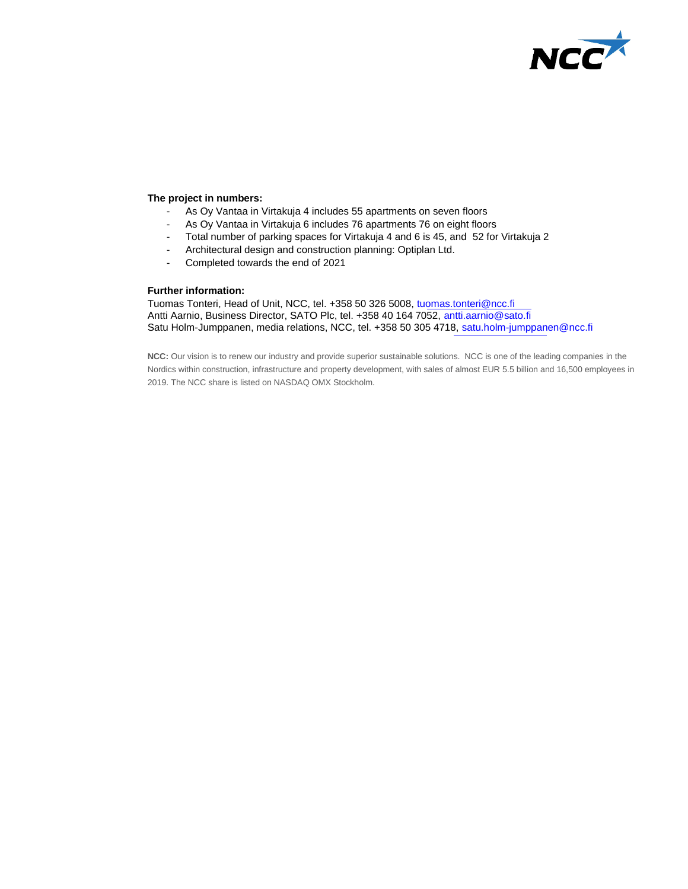**The project in numbers:**

- As Oy Vantaa in Virtakuja 4 includes 55 apartments on seven floors
- As Oy Vantaa in Virtakuja 6 includes 76 apartments 76 on eight floors
- Total number of parking spaces for Virtakuja 4 and 6 is 45, and 52 for Virtakuja 2
- Architectural design and construction planning: Optiplan Ltd.
- Completed towards the end of 2021

**Further information:**

Tuomas Tonteri, Head of Unit, NCC, tel. +358 50 326 5008, tuomas.tonteri@ncc.fi
Antti Aarnio, Business Director, SATO Plc, tel. +358 40 164 7052, antti.aarnio@sato.fi
Satu Holm-Jumppanen, media relations, NCC, tel. +358 50 305 4718, satu.holm-jumppanen@ncc.fi

**NCC:** Our vision is to renew our industry and provide superior sustainable solutions. NCC is one of the leading companies in the Nordics within construction, infrastructure and property development, with sales of almost EUR 5.5 billion and 16,500 employees in 2019. The NCC share is listed on NASDAQ OMX Stockholm.